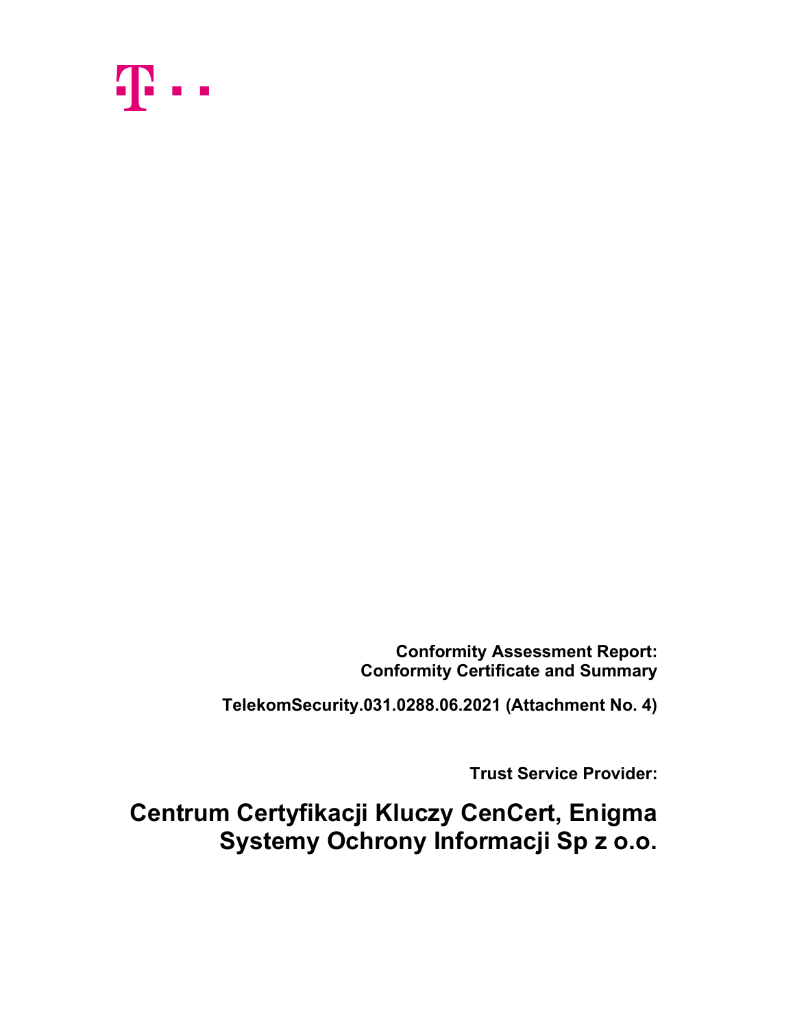**Conformity Assessment Report:**
**Conformity Certificate and Summary**

**TelekomSecurity.031.0288.06.2021 (Attachment No. 4)**

**Trust Service Provider:**

# Centrum Certyfikacji Kluczy CenCert, Enigma Systemy Ochrony Informacji Sp z o.o.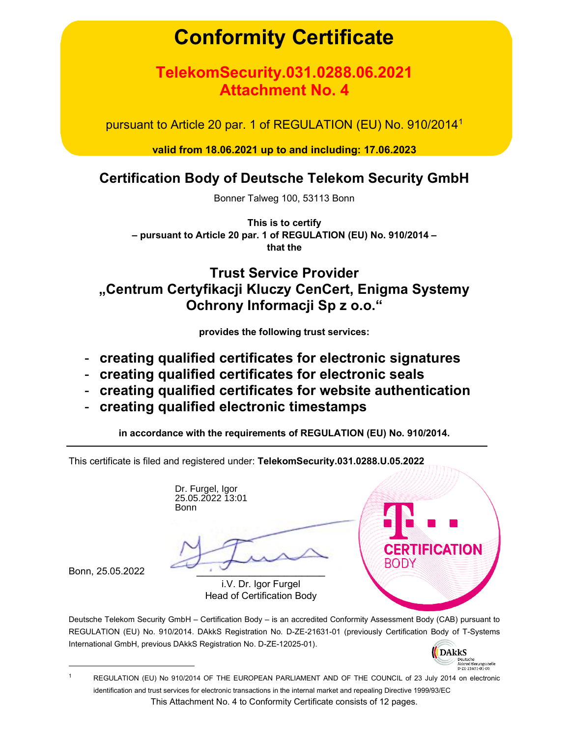# Conformity Certificate

## TelekomSecurity.031.0288.06.2021 Attachment No. 4

pursuant to Article 20 par. 1 of REGULATION (EU) No. 910/2014[1]

**valid from 18.06.2021 up to and including: 17.06.2023**

## Certification Body of Deutsche Telekom Security GmbH

Bonner Talweg 100, 53113 Bonn

**This is to certify**
**– pursuant to Article 20 par. 1 of REGULATION (EU) No. 910/2014 –**
**that the**

## Trust Service Provider „Centrum Certyfikacji Kluczy CenCert, Enigma Systemy Ochrony Informacji Sp z o.o.“

**provides the following trust services:**

- **creating qualified certificates for electronic signatures**
- **creating qualified certificates for electronic seals**
- **creating qualified certificates for website authentication**
- **creating qualified electronic timestamps**

**in accordance with the requirements of REGULATION (EU) No. 910/2014.**

---

This certificate is filed and registered under: **TelekomSecurity.031.0288.U.05.2022**

Dr. Furgel, Igor
25.05.2022 13:01
Bonn

Bonn, 25.05.2022

i.V. Dr. Igor Furgel
Head of Certification Body

Deutsche Telekom Security GmbH – Certification Body – is an accredited Conformity Assessment Body (CAB) pursuant to REGULATION (EU) No. 910/2014. DAkkS Registration No. D-ZE-21631-01 (previously Certification Body of T-Systems International GmbH, previous DAkkS Registration No. D-ZE-12025-01).

[1] REGULATION (EU) No 910/2014 OF THE EUROPEAN PARLIAMENT AND OF THE COUNCIL of 23 July 2014 on electronic identification and trust services for electronic transactions in the internal market and repealing Directive 1999/93/EC

This Attachment No. 4 to Conformity Certificate consists of 12 pages.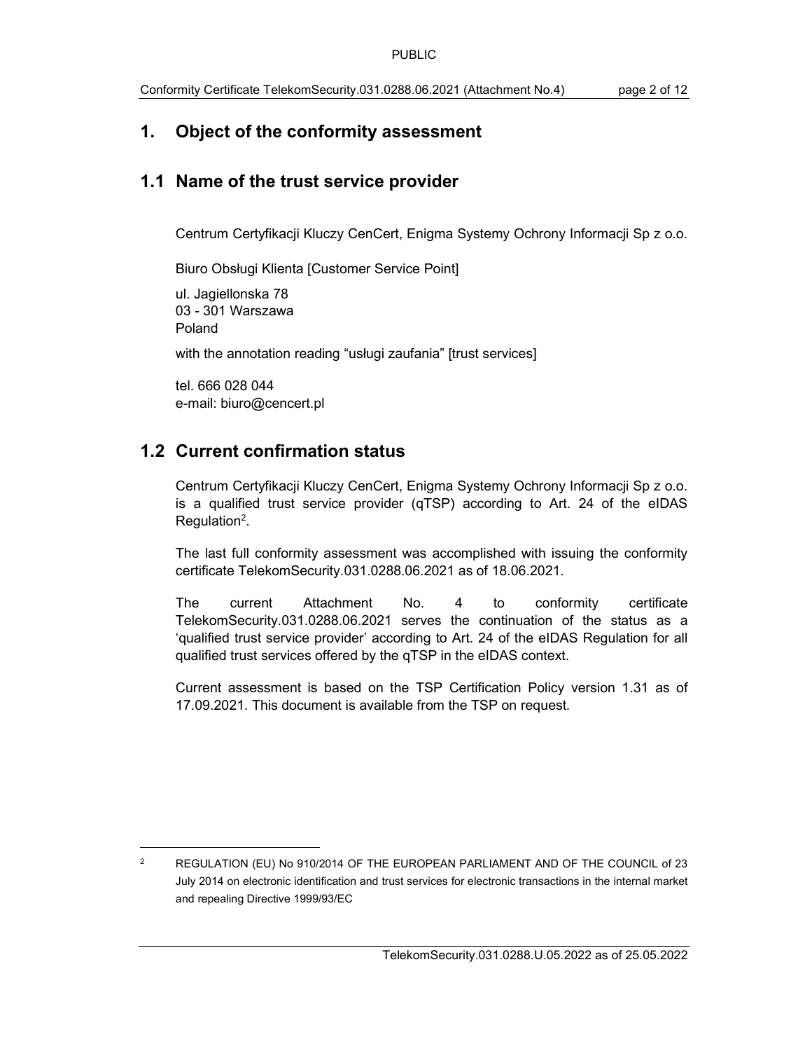# 1. Object of the conformity assessment

## 1.1 Name of the trust service provider

Centrum Certyfikacji Kluczy CenCert, Enigma Systemy Ochrony Informacji Sp z o.o.

Biuro Obsługi Klienta [Customer Service Point]

ul. Jagiellonska 78
03 - 301 Warszawa
Poland

with the annotation reading "usługi zaufania" [trust services]

tel. 666 028 044
e-mail: biuro@cencert.pl

## 1.2 Current confirmation status

Centrum Certyfikacji Kluczy CenCert, Enigma Systemy Ochrony Informacji Sp z o.o. is a qualified trust service provider (qTSP) according to Art. 24 of the eIDAS Regulation[2].

The last full conformity assessment was accomplished with issuing the conformity certificate TelekomSecurity.031.0288.06.2021 as of 18.06.2021.

The current Attachment No. 4 to conformity certificate TelekomSecurity.031.0288.06.2021 serves the continuation of the status as a 'qualified trust service provider' according to Art. 24 of the eIDAS Regulation for all qualified trust services offered by the qTSP in the eIDAS context.

Current assessment is based on the TSP Certification Policy version 1.31 as of 17.09.2021. This document is available from the TSP on request.

[2] REGULATION (EU) No 910/2014 OF THE EUROPEAN PARLIAMENT AND OF THE COUNCIL of 23 July 2014 on electronic identification and trust services for electronic transactions in the internal market and repealing Directive 1999/93/EC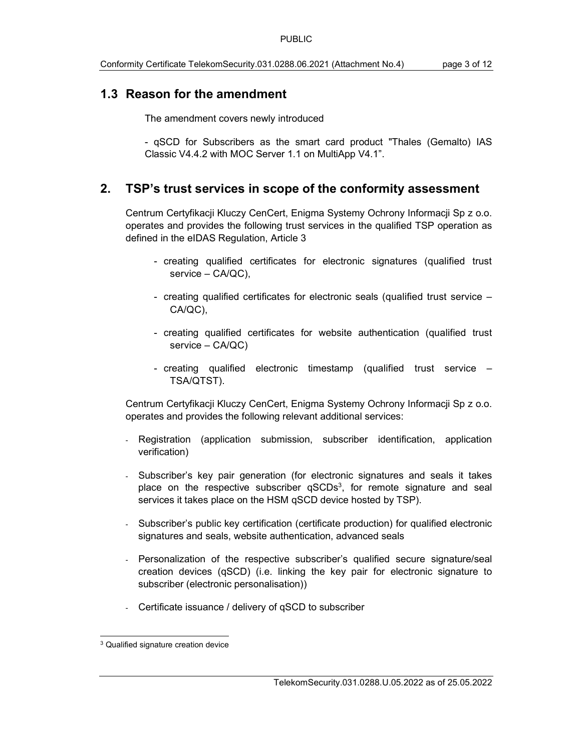## 1.3 Reason for the amendment

The amendment covers newly introduced

- qSCD for Subscribers as the smart card product "Thales (Gemalto) IAS Classic V4.4.2 with MOC Server 1.1 on MultiApp V4.1".

## 2. TSP's trust services in scope of the conformity assessment

Centrum Certyfikacji Kluczy CenCert, Enigma Systemy Ochrony Informacji Sp z o.o. operates and provides the following trust services in the qualified TSP operation as defined in the eIDAS Regulation, Article 3

- creating qualified certificates for electronic signatures (qualified trust service – CA/QC),
- creating qualified certificates for electronic seals (qualified trust service – CA/QC),
- creating qualified certificates for website authentication (qualified trust service – CA/QC)
- creating qualified electronic timestamp (qualified trust service – TSA/QTST).

Centrum Certyfikacji Kluczy CenCert, Enigma Systemy Ochrony Informacji Sp z o.o. operates and provides the following relevant additional services:

- Registration (application submission, subscriber identification, application verification)
- Subscriber's key pair generation (for electronic signatures and seals it takes place on the respective subscriber qSCDs[3], for remote signature and seal services it takes place on the HSM qSCD device hosted by TSP).
- Subscriber's public key certification (certificate production) for qualified electronic signatures and seals, website authentication, advanced seals
- Personalization of the respective subscriber's qualified secure signature/seal creation devices (qSCD) (i.e. linking the key pair for electronic signature to subscriber (electronic personalisation))
- Certificate issuance / delivery of qSCD to subscriber

[3] Qualified signature creation device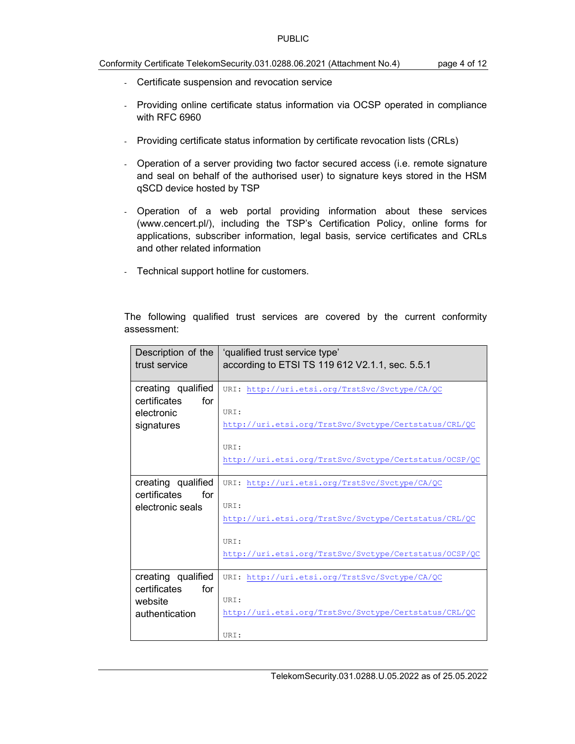- Certificate suspension and revocation service
- Providing online certificate status information via OCSP operated in compliance with RFC 6960
- Providing certificate status information by certificate revocation lists (CRLs)
- Operation of a server providing two factor secured access (i.e. remote signature and seal on behalf of the authorised user) to signature keys stored in the HSM qSCD device hosted by TSP
- Operation of a web portal providing information about these services (www.cencert.pl/), including the TSP's Certification Policy, online forms for applications, subscriber information, legal basis, service certificates and CRLs and other related information
- Technical support hotline for customers.

The following qualified trust services are covered by the current conformity assessment:

| Description of the trust service | 'qualified trust service type' according to ETSI TS 119 612 V2.1.1, sec. 5.5.1 |
|---|---|
| creating qualified certificates for electronic signatures | URI: http://uri.etsi.org/TrstSvc/Svctype/CA/QC<br><br>URI: http://uri.etsi.org/TrstSvc/Svctype/Certstatus/CRL/QC<br><br>URI: http://uri.etsi.org/TrstSvc/Svctype/Certstatus/OCSP/QC |
| creating qualified certificates for electronic seals | URI: http://uri.etsi.org/TrstSvc/Svctype/CA/QC<br><br>URI: http://uri.etsi.org/TrstSvc/Svctype/Certstatus/CRL/QC<br><br>URI: http://uri.etsi.org/TrstSvc/Svctype/Certstatus/OCSP/QC |
| creating qualified certificates for website authentication | URI: http://uri.etsi.org/TrstSvc/Svctype/CA/QC<br><br>URI: http://uri.etsi.org/TrstSvc/Svctype/Certstatus/CRL/QC<br><br>URI: |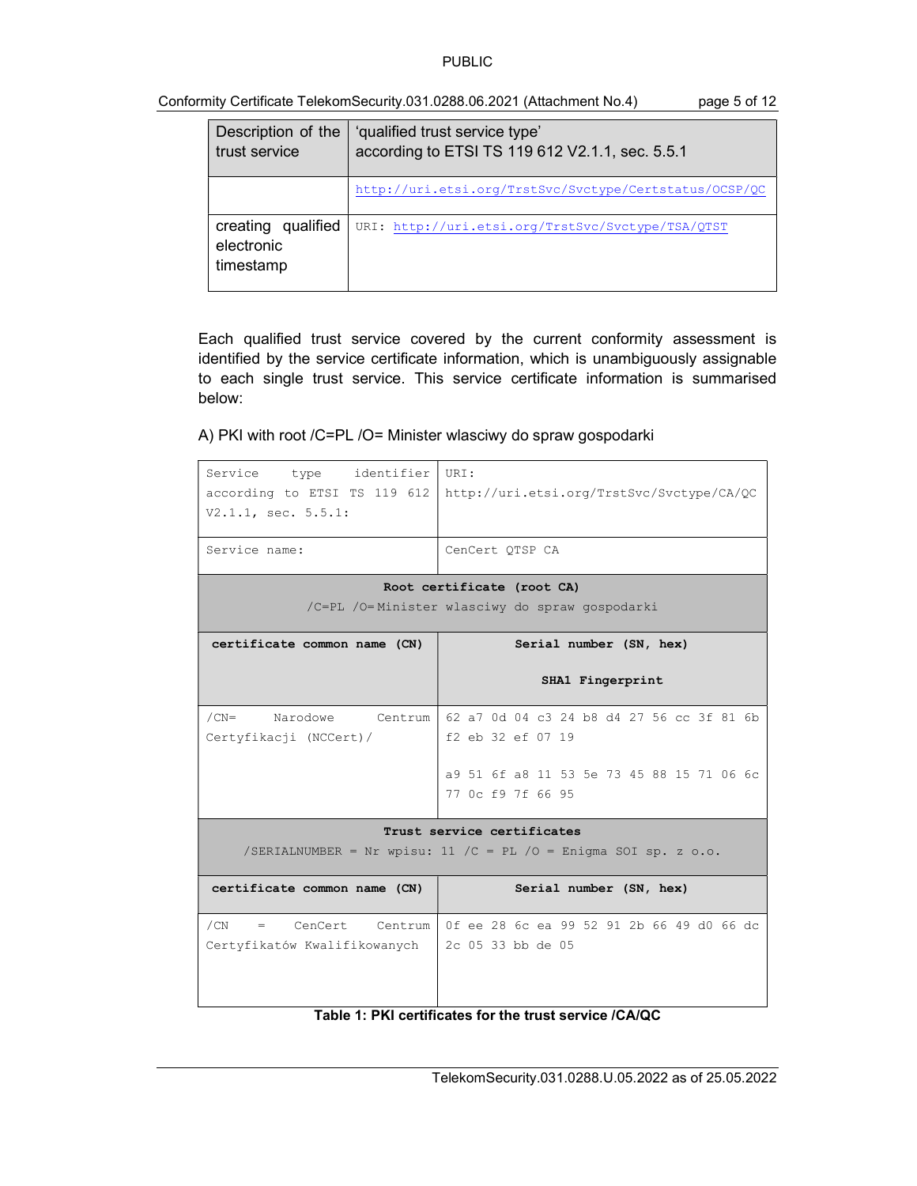| Description of the trust service | 'qualified trust service type' according to ETSI TS 119 612 V2.1.1, sec. 5.5.1 |
|---|---|
| | http://uri.etsi.org/TrstSvc/Svctype/Certstatus/OCSP/QC |
| creating qualified electronic timestamp | URI: http://uri.etsi.org/TrstSvc/Svctype/TSA/QTST |

Each qualified trust service covered by the current conformity assessment is identified by the service certificate information, which is unambiguously assignable to each single trust service. This service certificate information is summarised below:

A) PKI with root /C=PL /O= Minister wlasciwy do spraw gospodarki

| Service type identifier according to ETSI TS 119 612 V2.1.1, sec. 5.5.1: | URI: http://uri.etsi.org/TrstSvc/Svctype/CA/QC |
|---|---|
| Service name: | CenCert QTSP CA |
| **Root certificate (root CA)** /C=PL /O=Minister wlasciwy do spraw gospodarki | |
| **certificate common name (CN)** | **Serial number (SN, hex)** <br> **SHA1 Fingerprint** |
| /CN= Narodowe Centrum Certyfikacji (NCCert)/ | 62 a7 0d 04 c3 24 b8 d4 27 56 cc 3f 81 6b f2 eb 32 ef 07 19 <br> a9 51 6f a8 11 53 5e 73 45 88 15 71 06 6c 77 0c f9 7f 66 95 |
| **Trust service certificates** /SERIALNUMBER = Nr wpisu: 11 /C = PL /O = Enigma SOI sp. z o.o. | |
| **certificate common name (CN)** | **Serial number (SN, hex)** |
| /CN = CenCert Centrum Certyfikatów Kwalifikowanych | 0f ee 28 6c ea 99 52 91 2b 66 49 d0 66 dc 2c 05 33 bb de 05 |

**Table 1: PKI certificates for the trust service /CA/QC**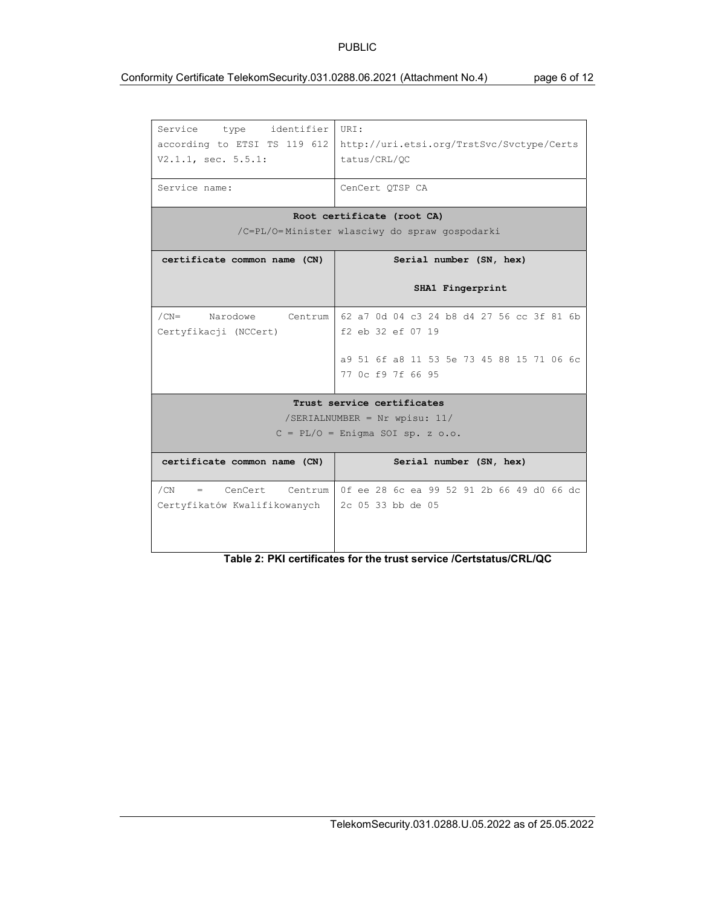| Service type identifier according to ETSI TS 119 612 V2.1.1, sec. 5.5.1: | URI: http://uri.etsi.org/TrstSvc/Svctype/Certstatus/CRL/QC |
| --- | --- |
| Service name: | CenCert QTSP CA |
| **Root certificate (root CA)** /C=PL/O=Minister wlasciwy do spraw gospodarki | |
| **certificate common name (CN)** | **Serial number (SN, hex)** **SHA1 Fingerprint** |
| /CN= Narodowe Centrum Certyfikacji (NCCert) | 62 a7 0d 04 c3 24 b8 d4 27 56 cc 3f 81 6b f2 eb 32 ef 07 19<br><br>a9 51 6f a8 11 53 5e 73 45 88 15 71 06 6c 77 0c f9 7f 66 95 |
| **Trust service certificates** /SERIALNUMBER = Nr wpisu: 11/ C = PL/O = Enigma SOI sp. z o.o. | |
| **certificate common name (CN)** | **Serial number (SN, hex)** |
| /CN = CenCert Centrum Certyfikatów Kwalifikowanych | 0f ee 28 6c ea 99 52 91 2b 66 49 d0 66 dc 2c 05 33 bb de 05 |

**Table 2: PKI certificates for the trust service /Certstatus/CRL/QC**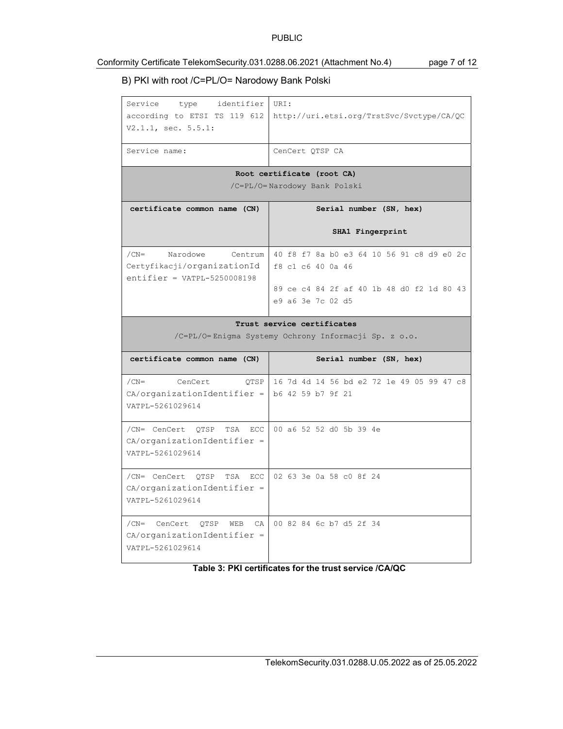PUBLIC

## B) PKI with root /C=PL/O= Narodowy Bank Polski

| Service type identifier according to ETSI TS 119 612 V2.1.1, sec. 5.5.1: | URI: http://uri.etsi.org/TrstSvc/Svctype/CA/QC |
|---|---|
| Service name: | CenCert QTSP CA |
| **Root certificate (root CA)** /C=PL/O= Narodowy Bank Polski | |
| **certificate common name (CN)** | **Serial number (SN, hex)** **SHA1 Fingerprint** |
| /CN= Narodowe Centrum Certyfikacji/organizationIdentifier = VATPL-5250008198 | 40 f8 f7 8a b0 e3 64 10 56 91 c8 d9 e0 2c f8 c1 c6 40 0a 46 <br><br> 89 ce c4 84 2f af 40 1b 48 d0 f2 1d 80 43 e9 a6 3e 7c 02 d5 |
| **Trust service certificates** /C=PL/O= Enigma Systemy Ochrony Informacji Sp. z o.o. | |
| **certificate common name (CN)** | **Serial number (SN, hex)** |
| /CN= CenCert QTSP CA/organizationIdentifier = VATPL-5261029614 | 16 7d 4d 14 56 bd e2 72 1e 49 05 99 47 c8 b6 42 59 b7 9f 21 |
| /CN= CenCert QTSP TSA ECC CA/organizationIdentifier = VATPL-5261029614 | 00 a6 52 52 d0 5b 39 4e |
| /CN= CenCert QTSP TSA ECC CA/organizationIdentifier = VATPL-5261029614 | 02 63 3e 0a 58 c0 8f 24 |
| /CN= CenCert QTSP WEB CA CA/organizationIdentifier = VATPL-5261029614 | 00 82 84 6c b7 d5 2f 34 |

**Table 3: PKI certificates for the trust service /CA/QC**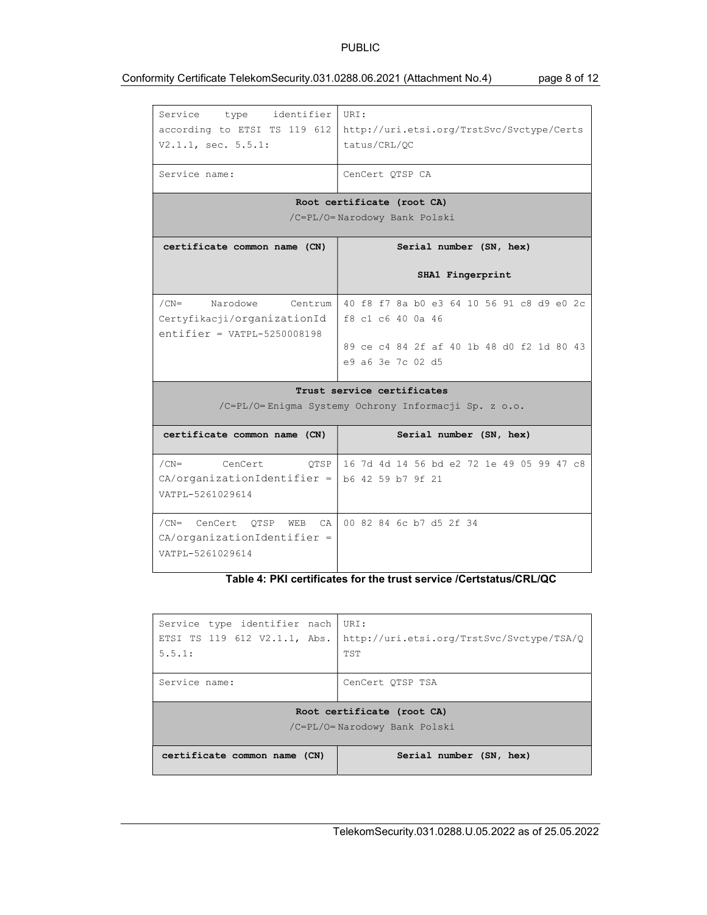| Service type identifier according to ETSI TS 119 612 V2.1.1, sec. 5.5.1: | URI: http://uri.etsi.org/TrstSvc/Svctype/Certstatus/CRL/QC |
|---|---|
| Service name: | CenCert QTSP CA |
| **Root certificate (root CA)** /C=PL/O= Narodowy Bank Polski | |
| **certificate common name (CN)** | **Serial number (SN, hex)** **SHA1 Fingerprint** |
| /CN= Narodowe Centrum Certyfikacji/organizationIdentifier = VATPL-5250008198 | 40 f8 f7 8a b0 e3 64 10 56 91 c8 d9 e0 2c f8 c1 c6 40 0a 46<br><br>89 ce c4 84 2f af 40 1b 48 d0 f2 1d 80 43 e9 a6 3e 7c 02 d5 |
| **Trust service certificates** /C=PL/O= Enigma Systemy Ochrony Informacji Sp. z o.o. | |
| **certificate common name (CN)** | **Serial number (SN, hex)** |
| /CN= CenCert QTSP CA/organizationIdentifier = VATPL-5261029614 | 16 7d 4d 14 56 bd e2 72 1e 49 05 99 47 c8 b6 42 59 b7 9f 21 |
| /CN= CenCert QTSP WEB CA CA/organizationIdentifier = VATPL-5261029614 | 00 82 84 6c b7 d5 2f 34 |

**Table 4: PKI certificates for the trust service /Certstatus/CRL/QC**

| Service type identifier nach ETSI TS 119 612 V2.1.1, Abs. 5.5.1: | URI: http://uri.etsi.org/TrstSvc/Svctype/TSA/QTST |
|---|---|
| Service name: | CenCert QTSP TSA |
| **Root certificate (root CA)** /C=PL/O= Narodowy Bank Polski | |
| **certificate common name (CN)** | **Serial number (SN, hex)** |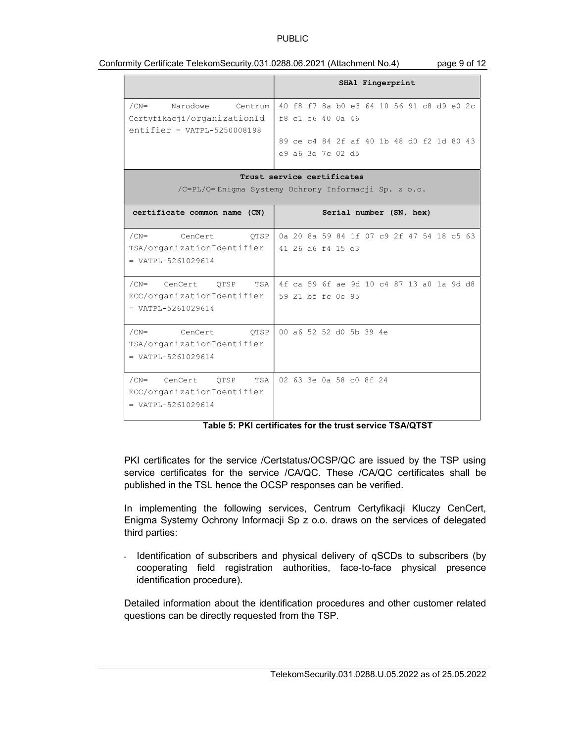PUBLIC

| | SHA1 Fingerprint |
|---|---|
| /CN= Narodowe Centrum Certyfikacji/organizationIdentifier = VATPL-5250008198 | 40 f8 f7 8a b0 e3 64 10 56 91 c8 d9 e0 2c f8 c1 c6 40 0a 46<br><br>89 ce c4 84 2f af 40 1b 48 d0 f2 1d 80 43 e9 a6 3e 7c 02 d5 |
| **Trust service certificates**<br>/C=PL/O= Enigma Systemy Ochrony Informacji Sp. z o.o. | |
| **certificate common name (CN)** | **Serial number (SN, hex)** |
| /CN= CenCert QTSP TSA/organizationIdentifier = VATPL-5261029614 | 0a 20 8a 59 84 1f 07 c9 2f 47 54 18 c5 63 41 26 d6 f4 15 e3 |
| /CN= CenCert QTSP TSA ECC/organizationIdentifier = VATPL-5261029614 | 4f ca 59 6f ae 9d 10 c4 87 13 a0 1a 9d d8 59 21 bf fc 0c 95 |
| /CN= CenCert QTSP TSA/organizationIdentifier = VATPL-5261029614 | 00 a6 52 52 d0 5b 39 4e |
| /CN= CenCert QTSP TSA ECC/organizationIdentifier = VATPL-5261029614 | 02 63 3e 0a 58 c0 8f 24 |

**Table 5: PKI certificates for the trust service TSA/QTST**

PKI certificates for the service /Certstatus/OCSP/QC are issued by the TSP using service certificates for the service /CA/QC. These /CA/QC certificates shall be published in the TSL hence the OCSP responses can be verified.

In implementing the following services, Centrum Certyfikacji Kluczy CenCert, Enigma Systemy Ochrony Informacji Sp z o.o. draws on the services of delegated third parties:

- Identification of subscribers and physical delivery of qSCDs to subscribers (by cooperating field registration authorities, face-to-face physical presence identification procedure).

Detailed information about the identification procedures and other customer related questions can be directly requested from the TSP.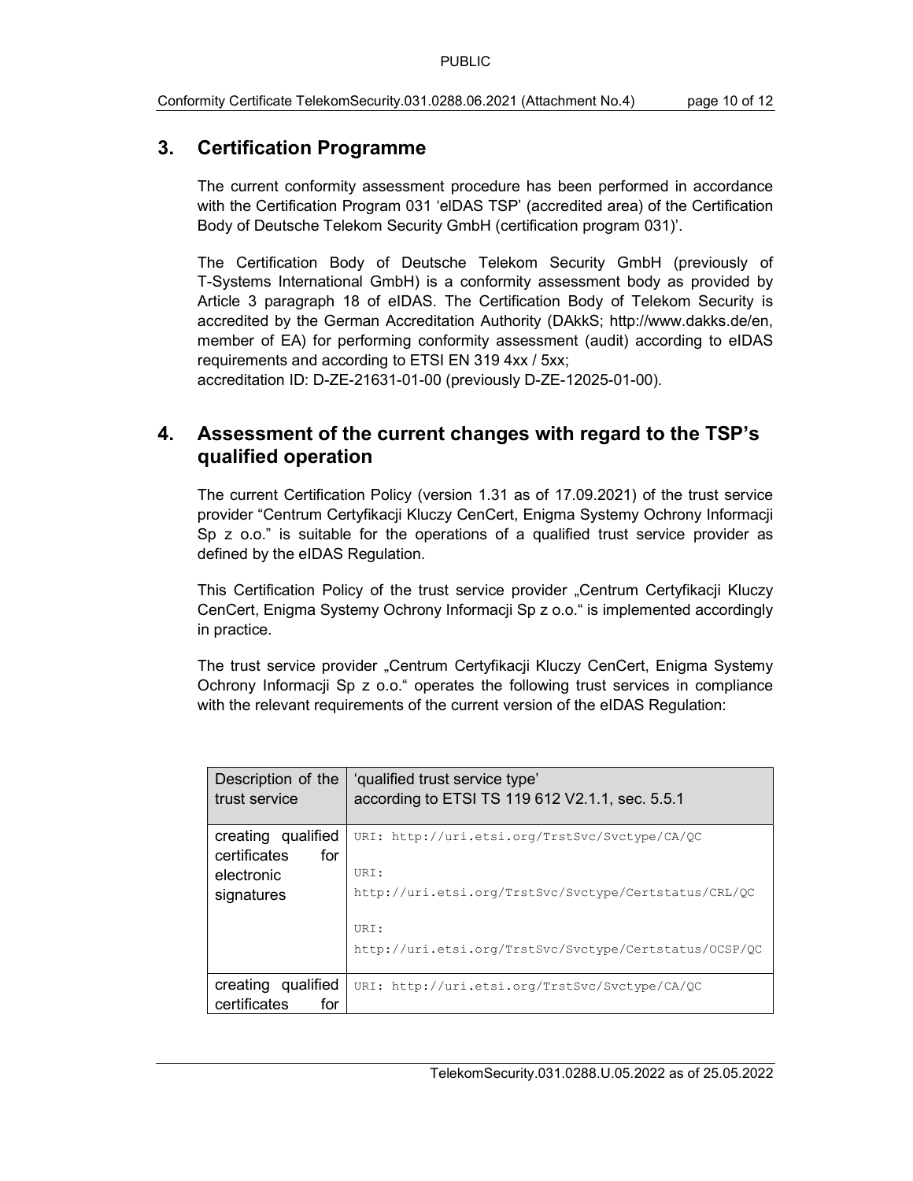## 3. Certification Programme

The current conformity assessment procedure has been performed in accordance with the Certification Program 031 'eIDAS TSP' (accredited area) of the Certification Body of Deutsche Telekom Security GmbH (certification program 031)'.

The Certification Body of Deutsche Telekom Security GmbH (previously of T-Systems International GmbH) is a conformity assessment body as provided by Article 3 paragraph 18 of eIDAS. The Certification Body of Telekom Security is accredited by the German Accreditation Authority (DAkkS; http://www.dakks.de/en, member of EA) for performing conformity assessment (audit) according to eIDAS requirements and according to ETSI EN 319 4xx / 5xx;
accreditation ID: D-ZE-21631-01-00 (previously D-ZE-12025-01-00).

## 4. Assessment of the current changes with regard to the TSP's qualified operation

The current Certification Policy (version 1.31 as of 17.09.2021) of the trust service provider "Centrum Certyfikacji Kluczy CenCert, Enigma Systemy Ochrony Informacji Sp z o.o." is suitable for the operations of a qualified trust service provider as defined by the eIDAS Regulation.

This Certification Policy of the trust service provider „Centrum Certyfikacji Kluczy CenCert, Enigma Systemy Ochrony Informacji Sp z o.o." is implemented accordingly in practice.

The trust service provider „Centrum Certyfikacji Kluczy CenCert, Enigma Systemy Ochrony Informacji Sp z o.o." operates the following trust services in compliance with the relevant requirements of the current version of the eIDAS Regulation:

| Description of the trust service | 'qualified trust service type' according to ETSI TS 119 612 V2.1.1, sec. 5.5.1 |
|---|---|
| creating qualified certificates for electronic signatures | URI: http://uri.etsi.org/TrstSvc/Svctype/CA/QC<br><br>URI: http://uri.etsi.org/TrstSvc/Svctype/Certstatus/CRL/QC<br><br>URI: http://uri.etsi.org/TrstSvc/Svctype/Certstatus/OCSP/QC |
| creating qualified certificates for | URI: http://uri.etsi.org/TrstSvc/Svctype/CA/QC |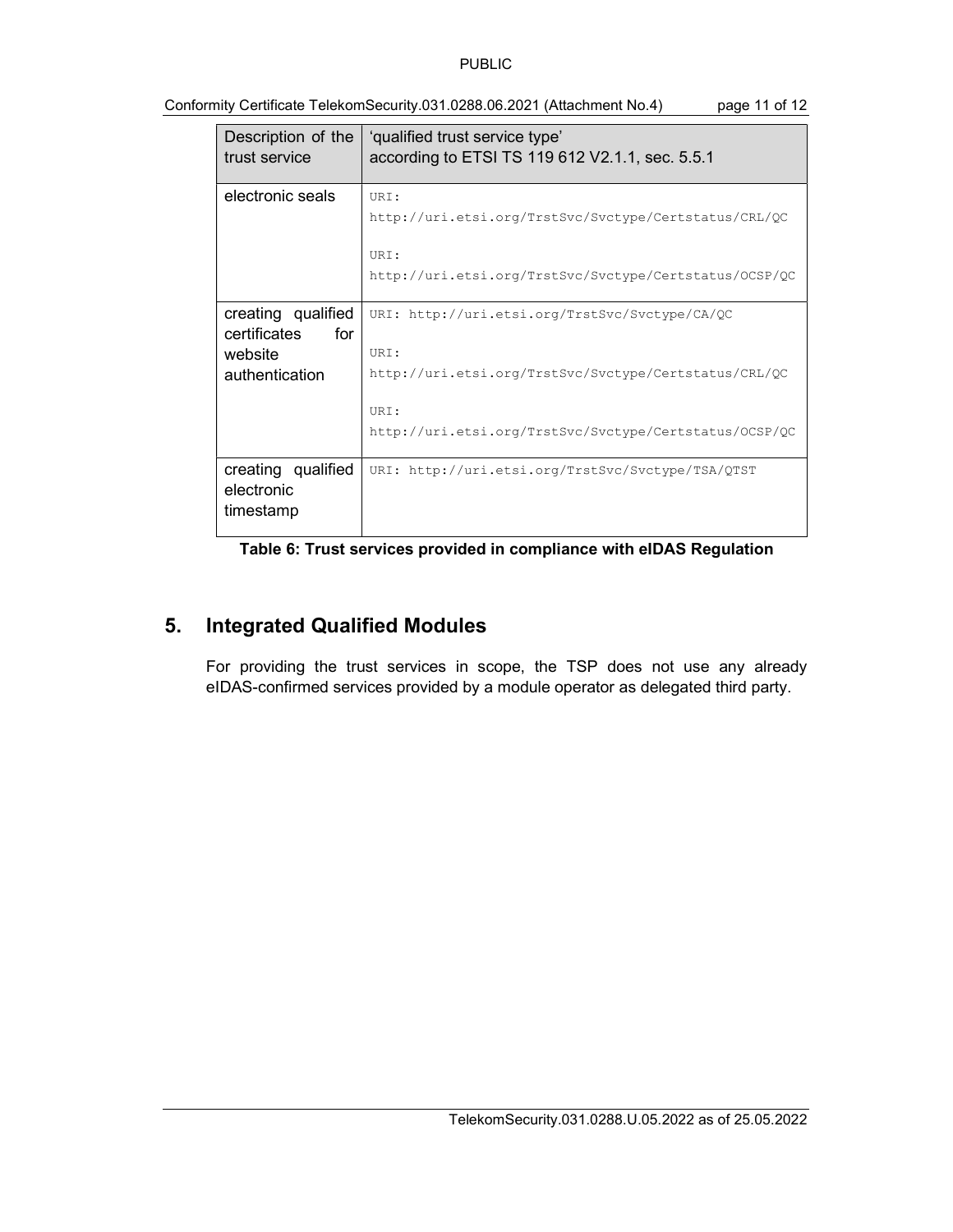| Description of the trust service | 'qualified trust service type' according to ETSI TS 119 612 V2.1.1, sec. 5.5.1 |
| --- | --- |
| electronic seals | URI: http://uri.etsi.org/TrstSvc/Svctype/Certstatus/CRL/QC<br><br>URI: http://uri.etsi.org/TrstSvc/Svctype/Certstatus/OCSP/QC |
| creating qualified certificates for website authentication | URI: http://uri.etsi.org/TrstSvc/Svctype/CA/QC<br><br>URI: http://uri.etsi.org/TrstSvc/Svctype/Certstatus/CRL/QC<br><br>URI: http://uri.etsi.org/TrstSvc/Svctype/Certstatus/OCSP/QC |
| creating qualified electronic timestamp | URI: http://uri.etsi.org/TrstSvc/Svctype/TSA/QTST |

**Table 6: Trust services provided in compliance with eIDAS Regulation**

## 5. Integrated Qualified Modules

For providing the trust services in scope, the TSP does not use any already eIDAS-confirmed services provided by a module operator as delegated third party.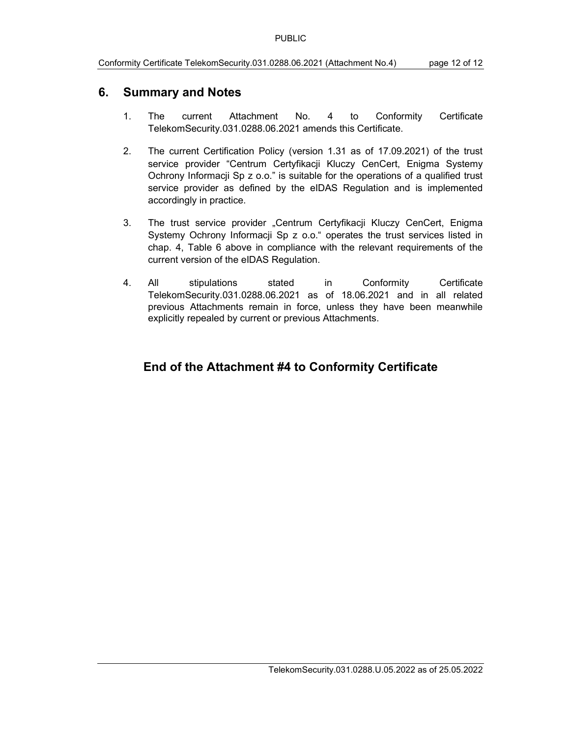## 6. Summary and Notes

1. The current Attachment No. 4 to Conformity Certificate TelekomSecurity.031.0288.06.2021 amends this Certificate.

2. The current Certification Policy (version 1.31 as of 17.09.2021) of the trust service provider "Centrum Certyfikacji Kluczy CenCert, Enigma Systemy Ochrony Informacji Sp z o.o." is suitable for the operations of a qualified trust service provider as defined by the eIDAS Regulation and is implemented accordingly in practice.

3. The trust service provider „Centrum Certyfikacji Kluczy CenCert, Enigma Systemy Ochrony Informacji Sp z o.o." operates the trust services listed in chap. 4, Table 6 above in compliance with the relevant requirements of the current version of the eIDAS Regulation.

4. All stipulations stated in Conformity Certificate TelekomSecurity.031.0288.06.2021 as of 18.06.2021 and in all related previous Attachments remain in force, unless they have been meanwhile explicitly repealed by current or previous Attachments.

## End of the Attachment #4 to Conformity Certificate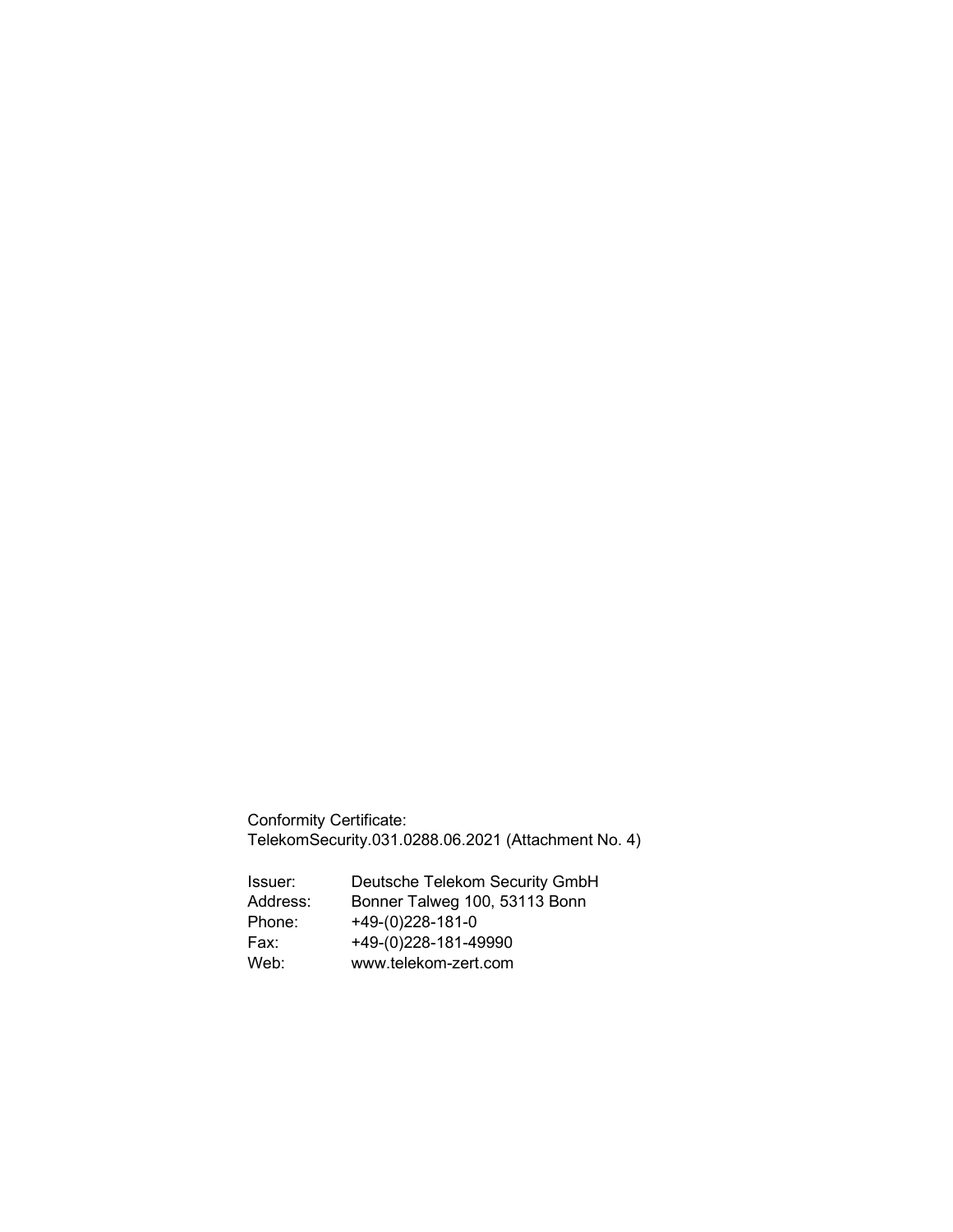Conformity Certificate:
TelekomSecurity.031.0288.06.2021 (Attachment No. 4)

| | |
|---|---|
| Issuer: | Deutsche Telekom Security GmbH |
| Address: | Bonner Talweg 100, 53113 Bonn |
| Phone: | +49-(0)228-181-0 |
| Fax: | +49-(0)228-181-49990 |
| Web: | www.telekom-zert.com |